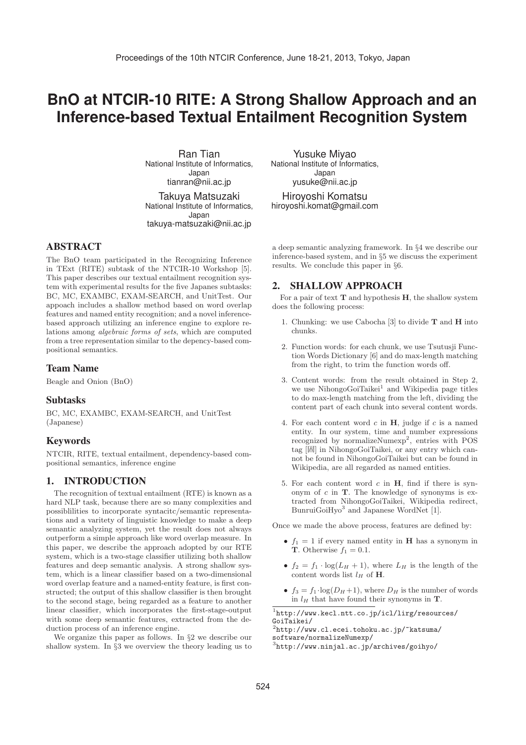# BnO at NTCIR-10 RITE: A Strong Shallow Approach and an Inference-based Textual Entailment Recognition System

Ran Tian
National Institute of Informatics, Japan
tianran@nii.ac.jp

Yusuke Miyao
National Institute of Informatics, Japan
yusuke@nii.ac.jp

Takuya Matsuzaki
National Institute of Informatics, Japan
takuya-matsuzaki@nii.ac.jp

Hiroyoshi Komatsu
hiroyoshi.komat@gmail.com

## ABSTRACT

The BnO team participated in the Recognizing Inference in TExt (RITE) subtask of the NTCIR-10 Workshop [5]. This paper describes our textual entailment recognition system with experimental results for the five Japanes subtasks: BC, MC, EXAMBC, EXAM-SEARCH, and UnitTest. Our appoach includes a shallow method based on word overlap features and named entity recognition; and a novel inference-based approach utilizing an inference engine to explore relations among *algebraic forms of sets*, which are computed from a tree representation similar to the depency-based compositional semantics.

### Team Name

Beagle and Onion (BnO)

### Subtasks

BC, MC, EXAMBC, EXAM-SEARCH, and UnitTest (Japanese)

### Keywords

NTCIR, RITE, textual entailment, dependency-based compositional semantics, inference engine

## 1. INTRODUCTION

The recognition of textual entailment (RTE) is known as a hard NLP task, because there are so many complexities and possiblilities to incorporate syntacitc/semantic representations and a varitety of linguistic knowledge to make a deep semantic analyzing system, yet the result does not always outperform a simple approach like word overlap measure. In this paper, we describe the approach adopted by our RTE system, which is a two-stage classifier utilizing both shallow features and deep semantic analysis. A strong shallow system, which is a linear classifier based on a two-dimensional word overlap feature and a named-entity feature, is first constructed; the output of this shallow classifier is then brought to the second stage, being regarded as a feature to another linear classifier, which incorporates the first-stage-output with some deep semantic features, extracted from the deduction process of an inference engine.

We organize this paper as follows. In §2 we describe our shallow system. In §3 we overview the theory leading us to a deep semantic analyzing framework. In §4 we describe our inference-based system, and in §5 we discuss the experiment results. We conclude this paper in §6.

## 2. SHALLOW APPROACH

For a pair of text **T** and hypothesis **H**, the shallow system does the following process:

1. Chunking: we use Cabocha [3] to divide **T** and **H** into chunks.
2. Function words: for each chunk, we use Tsutusji Function Words Dictionary [6] and do max-length matching from the right, to trim the function words off.
3. Content words: from the result obtained in Step 2, we use NihongoGoiTaikei[1] and Wikipedia page titles to do max-length matching from the left, dividing the content part of each chunk into several content words.
4. For each content word $c$ in **H**, judge if $c$ is a named entity. In our system, time and number expressions recognized by normalizeNumexp[2], entries with POS tag [固] in NihongoGoiTaikei, or any entry which cannot be found in NihongoGoiTaikei but can be found in Wikipedia, are all regarded as named entities.
5. For each content word $c$ in **H**, find if there is synonym of $c$ in **T**. The knowledge of synonyms is extracted from NihongoGoiTaikei, Wikipedia redirect, BunruiGoiHyo[3] and Japanese WordNet [1].

Once we made the above process, features are defined by:

- $f_1 = 1$ if every named entity in **H** has a synonym in **T**. Otherwise $f_1 = 0.1$.
- $f_2 = f_1 \cdot \log(L_H + 1)$, where $L_H$ is the length of the content words list $l_H$ of **H**.
- $f_3 = f_1 \cdot \log(D_H + 1)$, where $D_H$ is the number of words in $l_H$ that have found their synonyms in **T**.

[1] http://www.kecl.ntt.co.jp/icl/lirg/resources/GoiTaikei/

[2] http://www.cl.ecei.tohoku.ac.jp/~katsuma/software/normalizeNumexp/

[3] http://www.ninjal.ac.jp/archives/goihyo/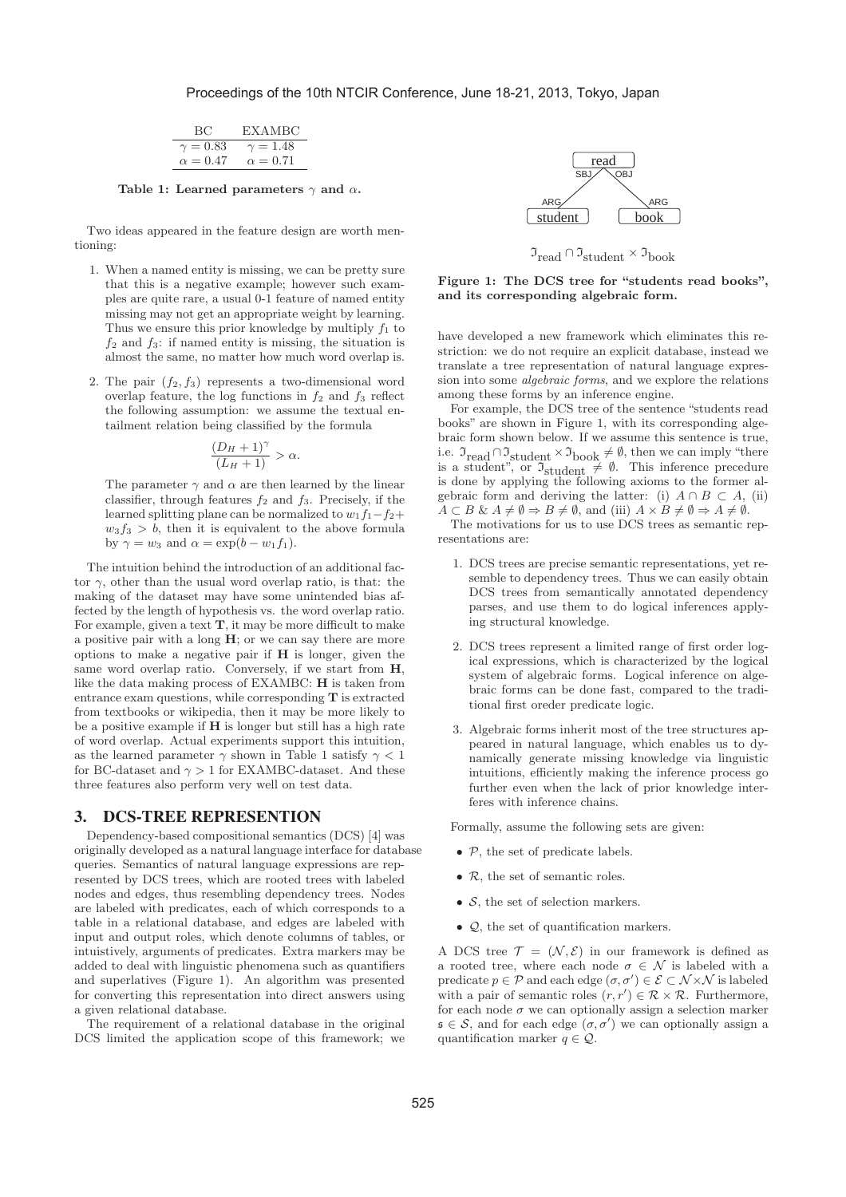| BC | EXAMBC |
|---|---|
| $\gamma = 0.83$ | $\gamma = 1.48$ |
| $\alpha = 0.47$ | $\alpha = 0.71$ |

**Table 1: Learned parameters $\gamma$ and $\alpha$.**

Two ideas appeared in the feature design are worth mentioning:

1. When a named entity is missing, we can be pretty sure that this is a negative example; however such examples are quite rare, a usual 0-1 feature of named entity missing may not get an appropriate weight by learning. Thus we ensure this prior knowledge by multiply $f_1$ to $f_2$ and $f_3$: if named entity is missing, the situation is almost the same, no matter how much word overlap is.

2. The pair $(f_2, f_3)$ represents a two-dimensional word overlap feature, the log functions in $f_2$ and $f_3$ reflect the following assumption: we assume the textual entailment relation being classified by the formula

$$\frac{(D_H + 1)^\gamma}{(L_H + 1)} > \alpha.$$

The parameter $\gamma$ and $\alpha$ are then learned by the linear classifier, through features $f_2$ and $f_3$. Precisely, if the learned splitting plane can be normalized to $w_1 f_1 - f_2 + w_3 f_3 > b$, then it is equivalent to the above formula by $\gamma = w_3$ and $\alpha = \exp(b - w_1 f_1)$.

The intuition behind the introduction of an additional factor $\gamma$, other than the usual word overlap ratio, is that: the making of the dataset may have some unintended bias affected by the length of hypothesis vs. the word overlap ratio. For example, given a text **T**, it may be more difficult to make a positive pair with a long **H**; or we can say there are more options to make a negative pair if **H** is longer, given the same word overlap ratio. Conversely, if we start from **H**, like the data making process of EXAMBC: **H** is taken from entrance exam questions, while corresponding **T** is extracted from textbooks or wikipedia, then it may be more likely to be a positive example if **H** is longer but still has a high rate of word overlap. Actual experiments support this intuition, as the learned parameter $\gamma$ shown in Table 1 satisfy $\gamma < 1$ for BC-dataset and $\gamma > 1$ for EXAMBC-dataset. And these three features also perform very well on test data.

## 3. DCS-TREE REPRESENTION

Dependency-based compositional semantics (DCS) [4] was originally developed as a natural language interface for database queries. Semantics of natural language expressions are represented by DCS trees, which are rooted trees with labeled nodes and edges, thus resembling dependency trees. Nodes are labeled with predicates, each of which corresponds to a table in a relational database, and edges are labeled with input and output roles, which denote columns of tables, or intuistively, arguments of predicates. Extra markers may be added to deal with linguistic phenomena such as quantifiers and superlatives (Figure 1). An algorithm was presented for converting this representation into direct answers using a given relational database.

The requirement of a relational database in the original DCS limited the application scope of this framework; we have developed a new framework which eliminates this restriction: we do not require an explicit database, instead we translate a tree representation of natural language expression into some *algebraic forms*, and we explore the relations among these forms by an inference engine.

$$\mathfrak{I}_{\text{read}} \cap \mathfrak{I}_{\text{student}} \times \mathfrak{I}_{\text{book}}$$

**Figure 1: The DCS tree for "students read books", and its corresponding algebraic form.**

For example, the DCS tree of the sentence "students read books" are shown in Figure 1, with its corresponding algebraic form shown below. If we assume this sentence is true, i.e. $\mathfrak{I}_{\text{read}} \cap \mathfrak{I}_{\text{student}} \times \mathfrak{I}_{\text{book}} \neq \emptyset$, then we can imply "there is a student", or $\mathfrak{I}_{\text{student}} \neq \emptyset$. This inference precedure is done by applying the following axioms to the former algebraic form and deriving the latter: (i) $A \cap B \subset A$, (ii) $A \subset B$ & $A \neq \emptyset \Rightarrow B \neq \emptyset$, and (iii) $A \times B \neq \emptyset \Rightarrow A \neq \emptyset$.

The motivations for us to use DCS trees as semantic representations are:

1. DCS trees are precise semantic representations, yet resemble to dependency trees. Thus we can easily obtain DCS trees from semantically annotated dependency parses, and use them to do logical inferences applying structural knowledge.

2. DCS trees represent a limited range of first order logical expressions, which is characterized by the logical system of algebraic forms. Logical inference on algebraic forms can be done fast, compared to the traditional first oreder predicate logic.

3. Algebraic forms inherit most of the tree structures appeared in natural language, which enables us to dynamically generate missing knowledge via linguistic intuitions, efficiently making the inference process go further even when the lack of prior knowledge interferes with inference chains.

Formally, assume the following sets are given:

- $\mathcal{P}$, the set of predicate labels.
- $\mathcal{R}$, the set of semantic roles.
- $\mathcal{S}$, the set of selection markers.
- $\mathcal{Q}$, the set of quantification markers.

A DCS tree $\mathcal{T} = (\mathcal{N}, \mathcal{E})$ in our framework is defined as a rooted tree, where each node $\sigma \in \mathcal{N}$ is labeled with a predicate $p \in \mathcal{P}$ and each edge $(\sigma, \sigma') \in \mathcal{E} \subset \mathcal{N} \times \mathcal{N}$ is labeled with a pair of semantic roles $(r, r') \in \mathcal{R} \times \mathcal{R}$. Furthermore, for each node $\sigma$ we can optionally assign a selection marker $\mathfrak{s} \in \mathcal{S}$, and for each edge $(\sigma, \sigma')$ we can optionally assign a quantification marker $q \in \mathcal{Q}$.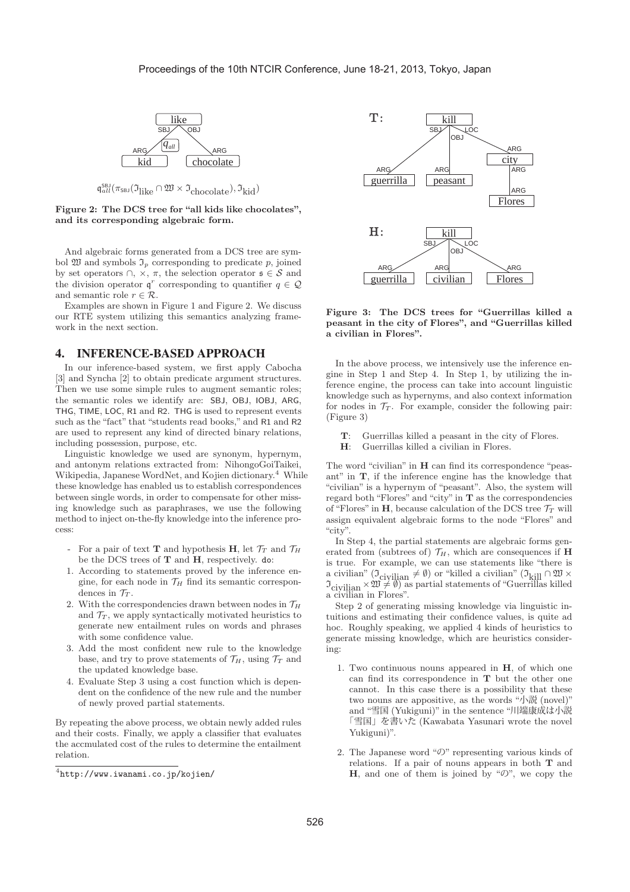$\mathfrak{q}^{\mathsf{SBJ}}_{all}(\pi_{\mathsf{SBJ}}(\mathfrak{I}_{\text{like}} \cap \mathfrak{W} \times \mathfrak{I}_{\text{chocolate}}), \mathfrak{I}_{\text{kid}})$

**Figure 2: The DCS tree for "all kids like chocolates", and its corresponding algebraic form.**

And algebraic forms generated from a DCS tree are symbol $\mathfrak{W}$ and symbols $\mathfrak{I}_p$ corresponding to predicate $p$, joined by set operators $\cap$, $\times$, $\pi$, the selection operator $\mathfrak{s} \in \mathcal{S}$ and the division operator $\mathfrak{q}^r$ corresponding to quantifier $q \in \mathcal{Q}$ and semantic role $r \in \mathcal{R}$.

Examples are shown in Figure 1 and Figure 2. We discuss our RTE system utilizing this semantics analyzing framework in the next section.

## 4. INFERENCE-BASED APPROACH

In our inference-based system, we first apply Cabocha [3] and Syncha [2] to obtain predicate argument structures. Then we use some simple rules to augment semantic roles; the semantic roles we identify are: SBJ, OBJ, IOBJ, ARG, THG, TIME, LOC, R1 and R2. THG is used to represent events such as the "fact" that "students read books," and R1 and R2 are used to represent any kind of directed binary relations, including possession, purpose, etc.

Linguistic knowledge we used are synonym, hypernym, and antonym relations extracted from: NihongoGoiTaikei, Wikipedia, Japanese WordNet, and Kojien dictionary.[4] While these knowledge has enabled us to establish correspondences between single words, in order to compensate for other missing knowledge such as paraphrases, we use the following method to inject on-the-fly knowledge into the inference process:

- For a pair of text **T** and hypothesis **H**, let $\mathcal{T}_T$ and $\mathcal{T}_H$ be the DCS trees of **T** and **H**, respectively. do:

1. According to statements proved by the inference engine, for each node in $\mathcal{T}_H$ find its semantic correspondences in $\mathcal{T}_T$.
2. With the correspondencies drawn between nodes in $\mathcal{T}_H$ and $\mathcal{T}_T$, we apply syntactically motivated heuristics to generate new entailment rules on words and phrases with some confidence value.
3. Add the most confident new rule to the knowledge base, and try to prove statements of $\mathcal{T}_H$, using $\mathcal{T}_T$ and the updated knowledge base.
4. Evaluate Step 3 using a cost function which is dependent on the confidence of the new rule and the number of newly proved partial statements.

By repeating the above process, we obtain newly added rules and their costs. Finally, we apply a classifier that evaluates the accmulated cost of the rules to determine the entailment relation.

[4] http://www.iwanami.co.jp/kojien/

**Figure 3: The DCS trees for "Guerrillas killed a peasant in the city of Flores", and "Guerrillas killed a civilian in Flores".**

In the above process, we intensively use the inference engine in Step 1 and Step 4. In Step 1, by utilizing the inference engine, the process can take into account linguistic knowledge such as hypernyms, and also context information for nodes in $\mathcal{T}_T$. For example, consider the following pair: (Figure 3)

**T**: Guerrillas killed a peasant in the city of Flores.
**H**: Guerrillas killed a civilian in Flores.

The word "civilian" in **H** can find its correspondence "peasant" in **T**, if the inference engine has the knowledge that "civilian" is a hypernym of "peasant". Also, the system will regard both "Flores" and "city" in **T** as the correspondencies of "Flores" in **H**, because calculation of the DCS tree $\mathcal{T}_T$ will assign equivalent algebraic forms to the node "Flores" and "city".

In Step 4, the partial statements are algebraic forms generated from (subtrees of) $\mathcal{T}_H$, which are consequences if **H** is true. For example, we can use statements like "there is a civilian" ($\mathfrak{I}_{\text{civilian}} \neq \emptyset$) or "killed a civilian" ($\mathfrak{I}_{\text{kill}} \cap \mathfrak{W} \times \mathfrak{I}_{\text{civilian}} \times \mathfrak{W} \neq \emptyset$) as partial statements of "Guerrillas killed a civilian in Flores".

Step 2 of generating missing knowledge via linguistic intuitions and estimating their confidence values, is quite ad hoc. Roughly speaking, we applied 4 kinds of heuristics to generate missing knowledge, which are heuristics considering:

1. Two continuous nouns appeared in **H**, of which one can find its correspondence in **T** but the other one cannot. In this case there is a possibility that these two nouns are appositive, as the words "小説 (novel)" and "雪国 (Yukiguni)" in the sentence "川端康成は小説「雪国」を書いた (Kawabata Yasunari wrote the novel Yukiguni)".
2. The Japanese word "の" representing various kinds of relations. If a pair of nouns appears in both **T** and **H**, and one of them is joined by "の", we copy the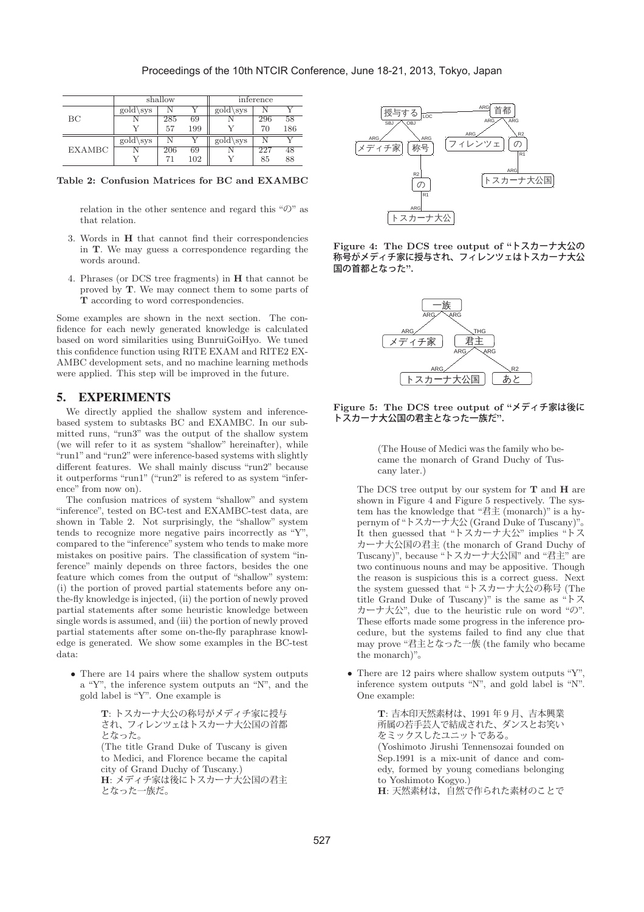|  | shallow | | | inference | | |
|---|---|---|---|---|---|---|
| BC | gold\sys | N | Y | gold\sys | N | Y |
|  | N | 285 | 69 | N | 296 | 58 |
|  | Y | 57 | 199 | Y | 70 | 186 |
| EXAMBC | gold\sys | N | Y | gold\sys | N | Y |
|  | N | 206 | 69 | N | 227 | 48 |
|  | Y | 71 | 102 | Y | 85 | 88 |

**Table 2: Confusion Matrices for BC and EXAMBC**

relation in the other sentence and regard this "の" as that relation.

3. Words in **H** that cannot find their correspondencies in **T**. We may guess a correspondence regarding the words around.

4. Phrases (or DCS tree fragments) in **H** that cannot be proved by **T**. We may connect them to some parts of **T** according to word correspondencies.

Some examples are shown in the next section. The confidence for each newly generated knowledge is calculated based on word similarities using BunruiGoiHyo. We tuned this confidence function using RITE EXAM and RITE2 EXAMBC development sets, and no machine learning methods were applied. This step will be improved in the future.

## 5. EXPERIMENTS

We directly applied the shallow system and inference-based system to subtasks BC and EXAMBC. In our submitted runs, "run3" was the output of the shallow system (we will refer to it as system "shallow" hereinafter), while "run1" and "run2" were inference-based systems with slightly different features. We shall mainly discuss "run2" because it outperforms "run1" ("run2" is refered to as system "inference" from now on).

The confusion matrices of system "shallow" and system "inference", tested on BC-test and EXAMBC-test data, are shown in Table 2. Not surprisingly, the "shallow" system tends to recognize more negative pairs incorrectly as "Y", compared to the "inference" system who tends to make more mistakes on positive pairs. The classification of system "inference" mainly depends on three factors, besides the one feature which comes from the output of "shallow" system: (i) the portion of proved partial statements before any on-the-fly knowledge is injected, (ii) the portion of newly proved partial statements after some heuristic knowledge between single words is assumed, and (iii) the portion of newly proved partial statements after some on-the-fly paraphrase knowledge is generated. We show some examples in the BC-test data:

- There are 14 pairs where the shallow system outputs a "Y", the inference system outputs an "N", and the gold label is "Y". One example is

  > **T**: トスカーナ大公の称号がメディチ家に授与され、フィレンツェはトスカーナ大公国の首都となった。
  > (The title Grand Duke of Tuscany is given to Medici, and Florence became the capital city of Grand Duchy of Tuscany.)
  > **H**: メディチ家は後にトスカーナ大公国の君主となった一族だ。
  > (The House of Medici was the family who became the monarch of Grand Duchy of Tuscany later.)

  The DCS tree output by our system for **T** and **H** are shown in Figure 4 and Figure 5 respectively. The system has the knowledge that "君主 (monarch)" is a hypernym of "トスカーナ大公 (Grand Duke of Tuscany)"。 It then guessed that "トスカーナ大公" implies "トスカーナ大公国の君主 (the monarch of Grand Duchy of Tuscany)", because "トスカーナ大公国" and "君主" are two continuous nouns and may be appositive. Though the reason is suspicious this is a correct guess. Next the system guessed that "トスカーナ大公の称号 (The title Grand Duke of Tuscany)" is the same as "トスカーナ大公", due to the heuristic rule on word "の". These efforts made some progress in the inference procedure, but the systems failed to find any clue that may prove "君主となった一族 (the family who became the monarch)"。

**Figure 4: The DCS tree output of "トスカーナ大公の称号がメディチ家に授与され、フィレンツェはトスカーナ大公国の首都となった".**

**Figure 5: The DCS tree output of "メディチ家は後にトスカーナ大公国の君主となった一族だ".**

- There are 12 pairs where shallow system outputs "Y", inference system outputs "N", and gold label is "N". One example:

  > **T**: 吉本印天然素材は、1991 年 9 月、吉本興業所属の若手芸人で結成された、ダンスとお笑いをミックスしたユニットである。
  > (Yoshimoto Jirushi Tennensozai founded on Sep.1991 is a mix-unit of dance and comedy, formed by young comedians belonging to Yoshimoto Kogyo.)
  > **H**: 天然素材は，自然で作られた素材のことで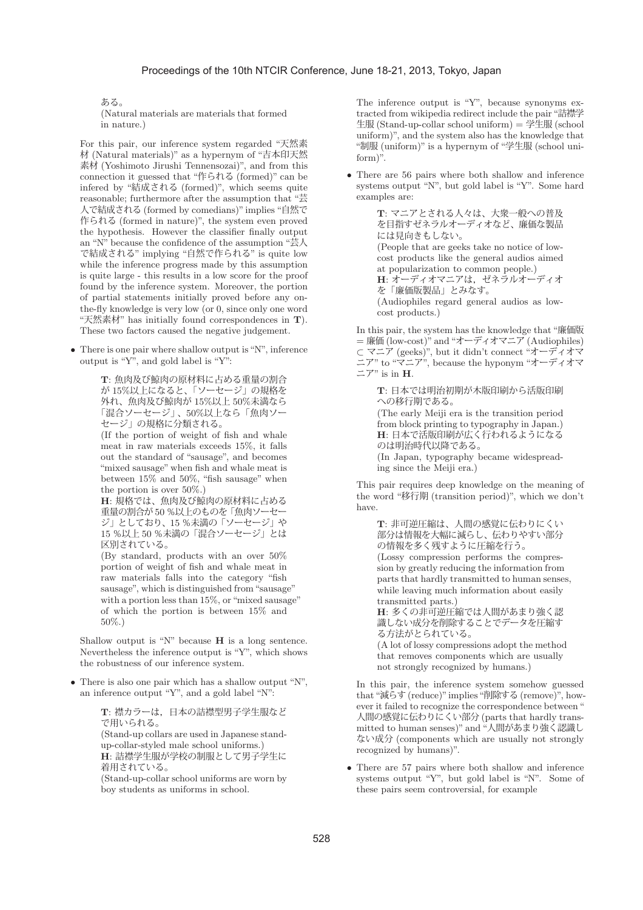ある。

(Natural materials are materials that formed in nature.)

For this pair, our inference system regarded "天然素材 (Natural materials)" as a hypernym of "吉本印天然素材 (Yoshimoto Jirushi Tennensozai)", and from this connection it guessed that "作られる (formed)" can be infered by "結成される (formed)", which seems quite reasonable; furthermore after the assumption that "芸人で結成される (formed by comedians)" implies "自然で作られる (formed in nature)", the system even proved the hypothesis. However the classifier finally output an "N" because the confidence of the assumption "芸人で結成される" implying "自然で作られる" is quite low while the inference progress made by this assumption is quite large - this results in a low score for the proof found by the inference system. Moreover, the portion of partial statements initially proved before any on-the-fly knowledge is very low (or 0, since only one word "天然素材" has initially found correspondences in **T**). These two factors caused the negative judgement.

- There is one pair where shallow output is "N", inference output is "Y", and gold label is "Y":

  > **T**: 魚肉及び鯨肉の原材料に占める重量の割合が 15%以上になると、「ソーセージ」の規格を外れ、魚肉及び鯨肉が 15%以上 50%未満なら「混合ソーセージ」、50%以上なら「魚肉ソーセージ」の規格に分類される。
  > (If the portion of weight of fish and whale meat in raw materials exceeds 15%, it falls out the standard of "sausage", and becomes "mixed sausage" when fish and whale meat is between 15% and 50%, "fish sausage" when the portion is over 50%.)
  > **H**: 規格では、魚肉及び鯨肉の原材料に占める重量の割合が 50 %以上のものを「魚肉ソーセージ」としており、15 %未満の「ソーセージ」や 15 %以上 50 %未満の「混合ソーセージ」とは区別されている。
  > (By standard, products with an over 50% portion of weight of fish and whale meat in raw materials falls into the category "fish sausage", which is distinguished from "sausage" with a portion less than 15%, or "mixed sausage" of which the portion is between 15% and 50%.)

  Shallow output is "N" because **H** is a long sentence. Nevertheless the inference output is "Y", which shows the robustness of our inference system.

- There is also one pair which has a shallow output "N", an inference output "Y", and a gold label "N":

  > **T**: 襟カラーは，日本の詰襟型男子学生服などで用いられる。
  > (Stand-up collars are used in Japanese stand-up-collar-styled male school uniforms.)
  > **H**: 詰襟学生服が学校の制服として男子学生に着用されている。
  > (Stand-up-collar school uniforms are worn by boy students as uniforms in school.

  The inference output is "Y", because synonyms extracted from wikipedia redirect include the pair "詰襟学生服 (Stand-up-collar school uniform) = 学生服 (school uniform)", and the system also has the knowledge that "制服 (uniform)" is a hypernym of "学生服 (school uniform)".

- There are 56 pairs where both shallow and inference systems output "N", but gold label is "Y". Some hard examples are:

  > **T**: マニアとされる人々は、大衆一般への普及を目指すゼネラルオーディオなど、廉価な製品には見向きもしない。
  > (People that are geeks take no notice of low-cost products like the general audios aimed at popularization to common people.)
  > **H**: オーディオマニアは，ゼネラルオーディオを「廉価版製品」とみなす。
  > (Audiophiles regard general audios as low-cost products.)

  In this pair, the system has the knowledge that "廉価版 = 廉価 (low-cost)" and "オーディオマニア (Audiophiles) ⊂ マニア (geeks)", but it didn't connect "オーディオマニア" to "マニア", because the hyponym "オーディオマニア" is in **H**.

  > **T**: 日本では明治初期が木版印刷から活版印刷への移行期である。
  > (The early Meiji era is the transition period from block printing to typography in Japan.)
  > **H**: 日本で活版印刷が広く行われるようになるのは明治時代以降である。
  > (In Japan, typography became widespreading since the Meiji era.)

  This pair requires deep knowledge on the meaning of the word "移行期 (transition period)", which we don't have.

  > **T**: 非可逆圧縮は、人間の感覚に伝わりにくい部分は情報を大幅に減らし、伝わりやすい部分の情報を多く残すように圧縮を行う。
  > (Lossy compression performs the compression by greatly reducing the information from parts that hardly transmitted to human senses, while leaving much information about easily transmitted parts.)
  > **H**: 多くの非可逆圧縮では人間があまり強く認識しない成分を削除することでデータを圧縮する方法がとられている。
  > (A lot of lossy compressions adopt the method that removes components which are usually not strongly recognized by humans.)

  In this pair, the inference system somehow guessed that "減らす (reduce)" implies "削除する (remove)", however it failed to recognize the correspondence between "人間の感覚に伝わりにくい部分 (parts that hardly transmitted to human senses)" and "人間があまり強く認識しない成分 (components which are usually not strongly recognized by humans)".

- There are 57 pairs where both shallow and inference systems output "Y", but gold label is "N". Some of these pairs seem controversial, for example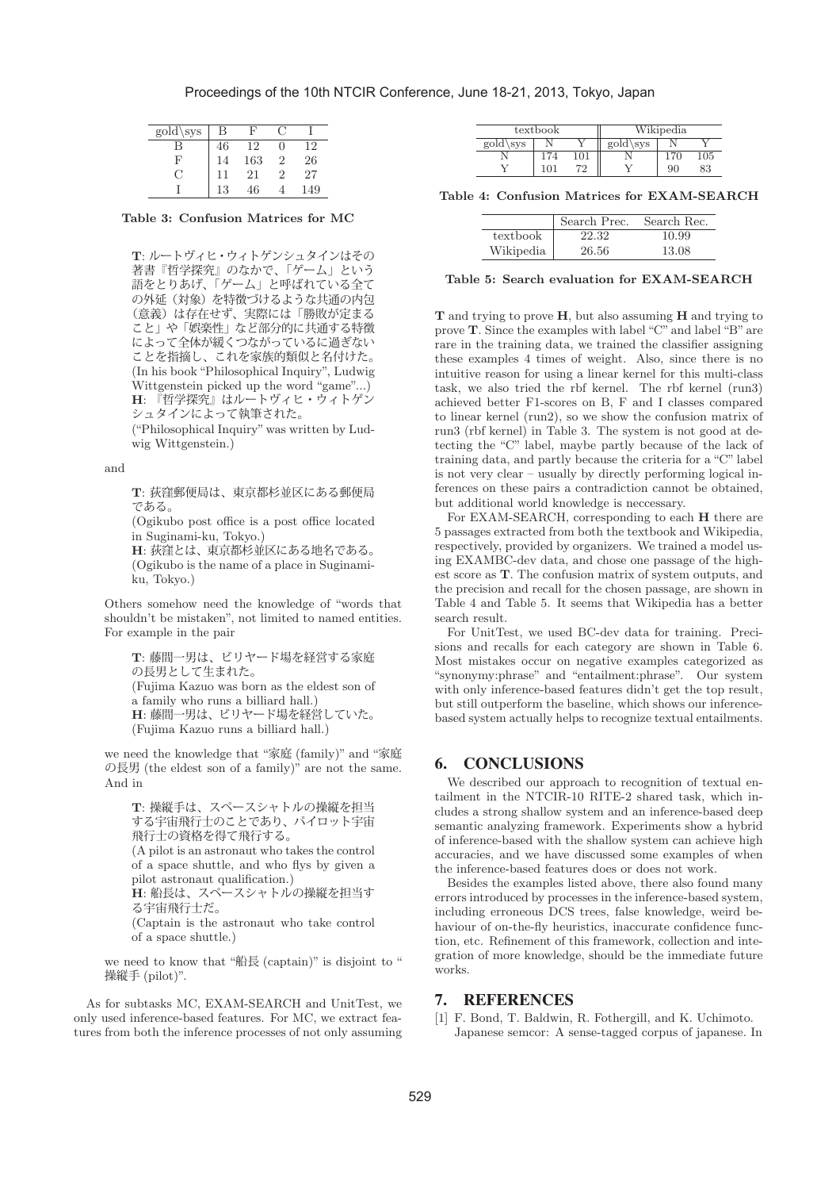| gold\sys | B | F | C | I |
|---|---|---|---|---|
| B | 46 | 12 | 0 | 12 |
| F | 14 | 163 | 2 | 26 |
| C | 11 | 21 | 2 | 27 |
| I | 13 | 46 | 4 | 149 |

**Table 3: Confusion Matrices for MC**

> **T**: ルートヴィヒ・ウィトゲンシュタインはその著書『哲学探究』のなかで、「ゲーム」という語をとりあげ、「ゲーム」と呼ばれている全ての外延（対象）を特徴づけるような共通の内包（意義）は存在せず、実際には「勝敗が定まること」や「娯楽性」など部分的に共通する特徴によって全体が緩くつながっているに過ぎないことを指摘し、これを家族的類似と名付けた。
> (In his book "Philosophical Inquiry", Ludwig Wittgenstein picked up the word "game"...)
> **H**: 『哲学探究』はルートヴィヒ・ウィトゲンシュタインによって執筆された。
> ("Philosophical Inquiry" was written by Ludwig Wittgenstein.)

and

> **T**: 荻窪郵便局は、東京都杉並区にある郵便局である。
> (Ogikubo post office is a post office located in Suginami-ku, Tokyo.)
> **H**: 荻窪とは、東京都杉並区にある地名である。
> (Ogikubo is the name of a place in Suginami-ku, Tokyo.)

Others somehow need the knowledge of "words that shouldn't be mistaken", not limited to named entities. For example in the pair

> **T**: 藤間一男は、ビリヤード場を経営する家庭の長男として生まれた。
> (Fujima Kazuo was born as the eldest son of a family who runs a billiard hall.)
> **H**: 藤間一男は、ビリヤード場を経営していた。
> (Fujima Kazuo runs a billiard hall.)

we need the knowledge that "家庭 (family)" and "家庭の長男 (the eldest son of a family)" are not the same. And in

> **T**: 操縦手は、スペースシャトルの操縦を担当する宇宙飛行士のことであり、パイロット宇宙飛行士の資格を得て飛行する。
> (A pilot is an astronaut who takes the control of a space shuttle, and who flys by given a pilot astronaut qualification.)
> **H**: 船長は、スペースシャトルの操縦を担当する宇宙飛行士だ。
> (Captain is the astronaut who take control of a space shuttle.)

we need to know that "船長 (captain)" is disjoint to "操縦手 (pilot)".

As for subtasks MC, EXAM-SEARCH and UnitTest, we only used inference-based features. For MC, we extract features from both the inference processes of not only assuming **T** and trying to prove **H**, but also assuming **H** and trying to prove **T**. Since the examples with label "C" and label "B" are rare in the training data, we trained the classifier assigning these examples 4 times of weight. Also, since there is no intuitive reason for using a linear kernel for this multi-class task, we also tried the rbf kernel. The rbf kernel (run3) achieved better F1-scores on B, F and I classes compared to linear kernel (run2), so we show the confusion matrix of run3 (rbf kernel) in Table 3. The system is not good at detecting the "C" label, maybe partly because of the lack of training data, and partly because the criteria for a "C" label is not very clear – usually by directly performing logical inferences on these pairs a contradiction cannot be obtained, but additional world knowledge is neccessary.

| textbook | | | Wikipedia | | |
|---|---|---|---|---|---|
| gold\sys | N | Y | gold\sys | N | Y |
| N | 174 | 101 | N | 170 | 105 |
| Y | 101 | 72 | Y | 90 | 83 |

**Table 4: Confusion Matrices for EXAM-SEARCH**

| | Search Prec. | Search Rec. |
|---|---|---|
| textbook | 22.32 | 10.99 |
| Wikipedia | 26.56 | 13.08 |

**Table 5: Search evaluation for EXAM-SEARCH**

For EXAM-SEARCH, corresponding to each **H** there are 5 passages extracted from both the textbook and Wikipedia, respectively, provided by organizers. We trained a model using EXAMBC-dev data, and chose one passage of the highest score as **T**. The confusion matrix of system outputs, and the precision and recall for the chosen passage, are shown in Table 4 and Table 5. It seems that Wikipedia has a better search result.

For UnitTest, we used BC-dev data for training. Precisions and recalls for each category are shown in Table 6. Most mistakes occur on negative examples categorized as "synonymy:phrase" and "entailment:phrase". Our system with only inference-based features didn't get the top result, but still outperform the baseline, which shows our inference-based system actually helps to recognize textual entailments.

## 6. CONCLUSIONS

We described our approach to recognition of textual entailment in the NTCIR-10 RITE-2 shared task, which includes a strong shallow system and an inference-based deep semantic analyzing framework. Experiments show a hybrid of inference-based with the shallow system can achieve high accuracies, and we have discussed some examples of when the inference-based features does or does not work.

Besides the examples listed above, there also found many errors introduced by processes in the inference-based system, including erroneous DCS trees, false knowledge, weird behaviour of on-the-fly heuristics, inaccurate confidence function, etc. Refinement of this framework, collection and integration of more knowledge, should be the immediate future works.

## 7. REFERENCES

[1] F. Bond, T. Baldwin, R. Fothergill, and K. Uchimoto. Japanese semcor: A sense-tagged corpus of japanese. In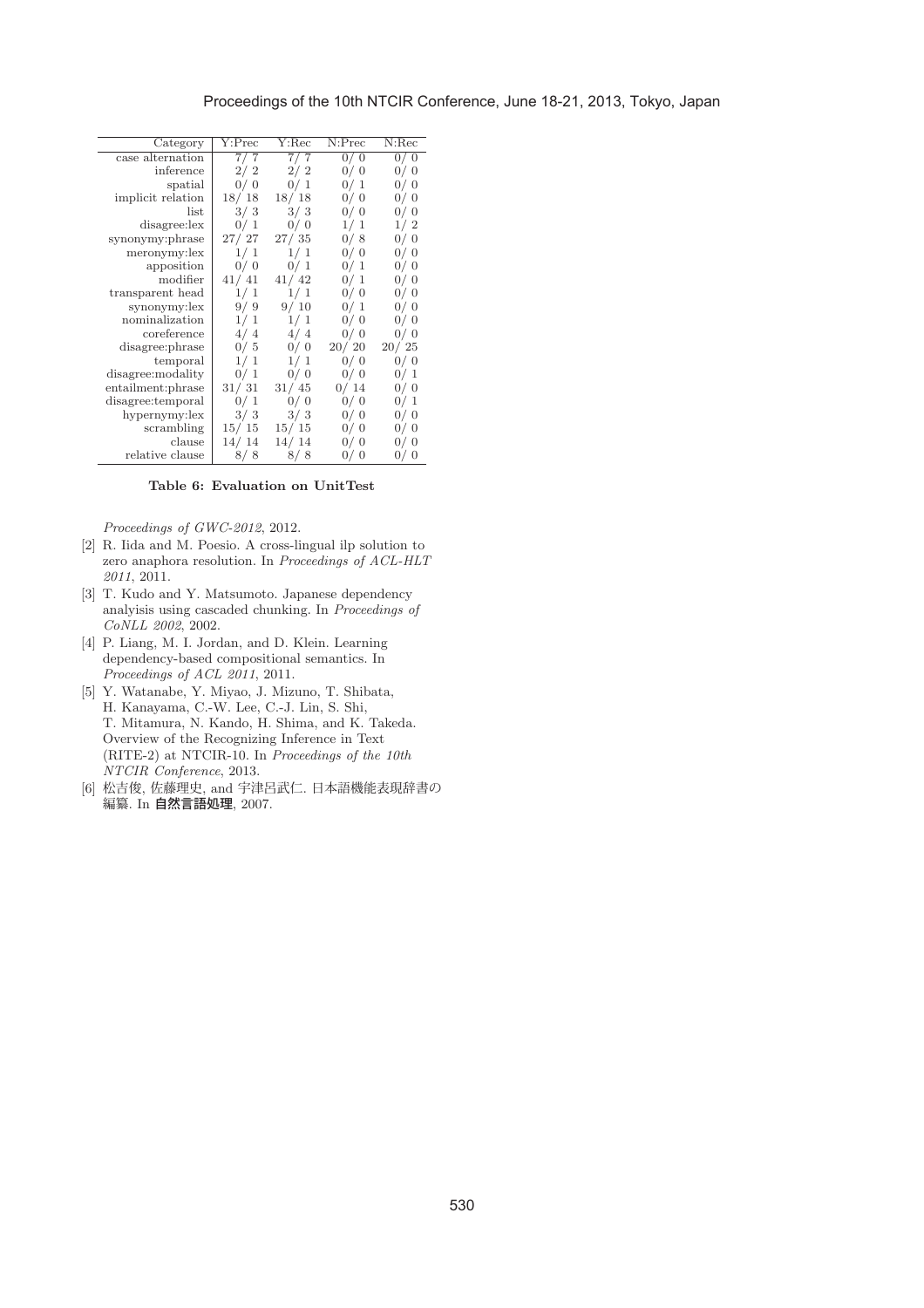| Category | Y:Prec | Y:Rec | N:Prec | N:Rec |
|---|---|---|---|---|
| case alternation | 7/ 7 | 7/ 7 | 0/ 0 | 0/ 0 |
| inference | 2/ 2 | 2/ 2 | 0/ 0 | 0/ 0 |
| spatial | 0/ 0 | 0/ 1 | 0/ 1 | 0/ 0 |
| implicit relation | 18/ 18 | 18/ 18 | 0/ 0 | 0/ 0 |
| list | 3/ 3 | 3/ 3 | 0/ 0 | 0/ 0 |
| disagree:lex | 0/ 1 | 0/ 0 | 1/ 1 | 1/ 2 |
| synonymy:phrase | 27/ 27 | 27/ 35 | 0/ 8 | 0/ 0 |
| meronymy:lex | 1/ 1 | 1/ 1 | 0/ 0 | 0/ 0 |
| apposition | 0/ 0 | 0/ 1 | 0/ 1 | 0/ 0 |
| modifier | 41/ 41 | 41/ 42 | 0/ 1 | 0/ 0 |
| transparent head | 1/ 1 | 1/ 1 | 0/ 0 | 0/ 0 |
| synonymy:lex | 9/ 9 | 9/ 10 | 0/ 1 | 0/ 0 |
| nominalization | 1/ 1 | 1/ 1 | 0/ 0 | 0/ 0 |
| coreference | 4/ 4 | 4/ 4 | 0/ 0 | 0/ 0 |
| disagree:phrase | 0/ 5 | 0/ 0 | 20/ 20 | 20/ 25 |
| temporal | 1/ 1 | 1/ 1 | 0/ 0 | 0/ 0 |
| disagree:modality | 0/ 1 | 0/ 0 | 0/ 0 | 0/ 1 |
| entailment:phrase | 31/ 31 | 31/ 45 | 0/ 14 | 0/ 0 |
| disagree:temporal | 0/ 1 | 0/ 0 | 0/ 0 | 0/ 1 |
| hypernymy:lex | 3/ 3 | 3/ 3 | 0/ 0 | 0/ 0 |
| scrambling | 15/ 15 | 15/ 15 | 0/ 0 | 0/ 0 |
| clause | 14/ 14 | 14/ 14 | 0/ 0 | 0/ 0 |
| relative clause | 8/ 8 | 8/ 8 | 0/ 0 | 0/ 0 |

**Table 6: Evaluation on UnitTest**

*Proceedings of GWC-2012*, 2012.

[2] R. Iida and M. Poesio. A cross-lingual ilp solution to zero anaphora resolution. In *Proceedings of ACL-HLT 2011*, 2011.

[3] T. Kudo and Y. Matsumoto. Japanese dependency analyisis using cascaded chunking. In *Proceedings of CoNLL 2002*, 2002.

[4] P. Liang, M. I. Jordan, and D. Klein. Learning dependency-based compositional semantics. In *Proceedings of ACL 2011*, 2011.

[5] Y. Watanabe, Y. Miyao, J. Mizuno, T. Shibata, H. Kanayama, C.-W. Lee, C.-J. Lin, S. Shi, T. Mitamura, N. Kando, H. Shima, and K. Takeda. Overview of the Recognizing Inference in Text (RITE-2) at NTCIR-10. In *Proceedings of the 10th NTCIR Conference*, 2013.

[6] 松吉俊, 佐藤理史, and 宇津呂武仁. 日本語機能表現辞書の編纂. In **自然言語処理**, 2007.